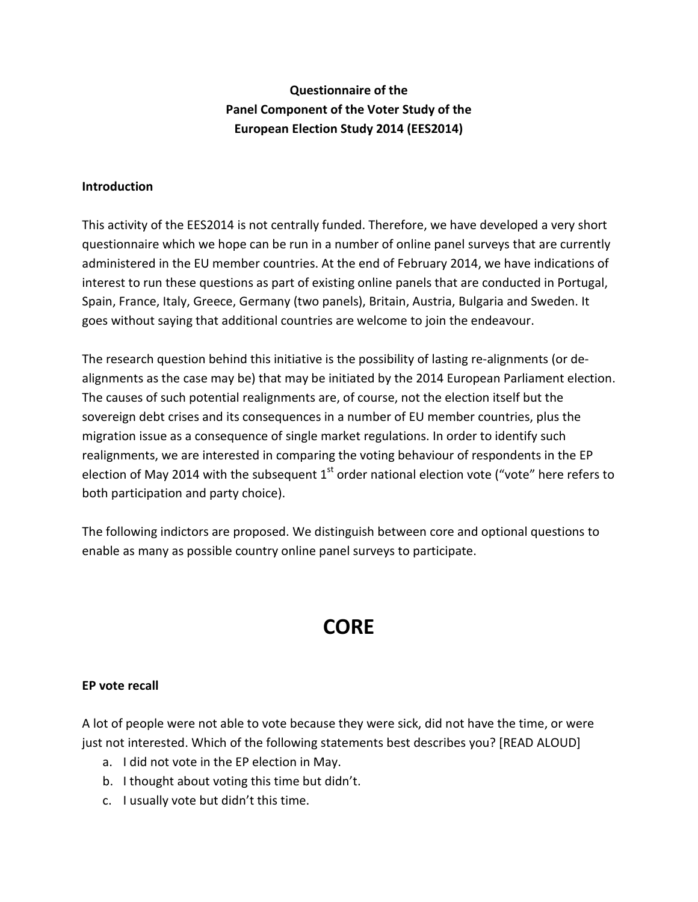**Questionnaire of the Panel Component of the Voter Study of the European Election Study 2014 (EES2014)**

**Introduction**

This activity of the EES2014 is not centrally funded. Therefore, we have developed a very short questionnaire which we hope can be run in a number of online panel surveys that are currently administered in the EU member countries. At the end of February 2014, we have indications of interest to run these questions as part of existing online panels that are conducted in Portugal, Spain, France, Italy, Greece, Germany (two panels), Britain, Austria, Bulgaria and Sweden. It goes without saying that additional countries are welcome to join the endeavour.

The research question behind this initiative is the possibility of lasting re-alignments (or de-alignments as the case may be) that may be initiated by the 2014 European Parliament election. The causes of such potential realignments are, of course, not the election itself but the sovereign debt crises and its consequences in a number of EU member countries, plus the migration issue as a consequence of single market regulations. In order to identify such realignments, we are interested in comparing the voting behaviour of respondents in the EP election of May 2014 with the subsequent 1st order national election vote ("vote" here refers to both participation and party choice).

The following indictors are proposed. We distinguish between core and optional questions to enable as many as possible country online panel surveys to participate.

# CORE

**EP vote recall**

A lot of people were not able to vote because they were sick, did not have the time, or were just not interested. Which of the following statements best describes you? [READ ALOUD]

a. I did not vote in the EP election in May.
b. I thought about voting this time but didn't.
c. I usually vote but didn't this time.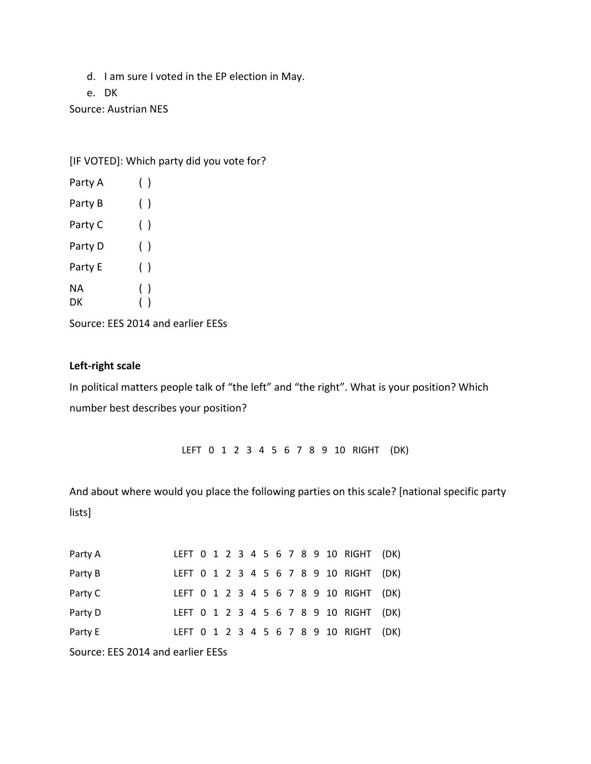d. I am sure I voted in the EP election in May.
e. DK

Source: Austrian NES

[IF VOTED]: Which party did you vote for?

Party A ( )

Party B ( )

Party C ( )

Party D ( )

Party E ( )

NA ( )
DK ( )

Source: EES 2014 and earlier EESs

**Left-right scale**

In political matters people talk of "the left" and "the right". What is your position? Which number best describes your position?

LEFT 0 1 2 3 4 5 6 7 8 9 10 RIGHT (DK)

And about where would you place the following parties on this scale? [national specific party lists]

Party A LEFT 0 1 2 3 4 5 6 7 8 9 10 RIGHT (DK)

Party B LEFT 0 1 2 3 4 5 6 7 8 9 10 RIGHT (DK)

Party C LEFT 0 1 2 3 4 5 6 7 8 9 10 RIGHT (DK)

Party D LEFT 0 1 2 3 4 5 6 7 8 9 10 RIGHT (DK)

Party E LEFT 0 1 2 3 4 5 6 7 8 9 10 RIGHT (DK)

Source: EES 2014 and earlier EESs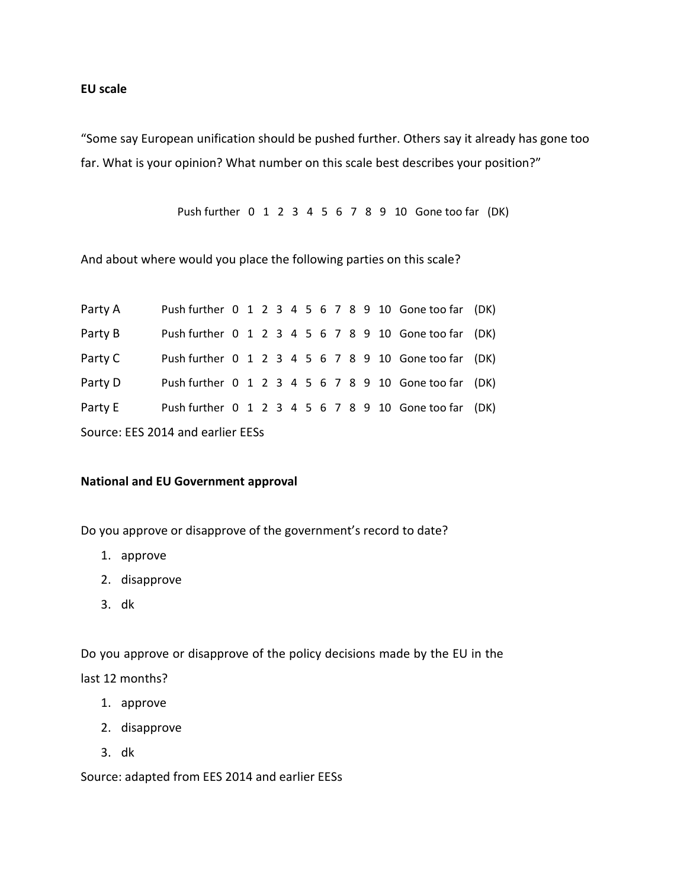**EU scale**

"Some say European unification should be pushed further. Others say it already has gone too far. What is your opinion? What number on this scale best describes your position?"

Push further 0 1 2 3 4 5 6 7 8 9 10 Gone too far (DK)

And about where would you place the following parties on this scale?

| | | | | | | | | | | | | | | |
|---|---|---|---|---|---|---|---|---|---|---|---|---|---|---|
| Party A | Push further | 0 | 1 | 2 | 3 | 4 | 5 | 6 | 7 | 8 | 9 | 10 | Gone too far | (DK) |
| Party B | Push further | 0 | 1 | 2 | 3 | 4 | 5 | 6 | 7 | 8 | 9 | 10 | Gone too far | (DK) |
| Party C | Push further | 0 | 1 | 2 | 3 | 4 | 5 | 6 | 7 | 8 | 9 | 10 | Gone too far | (DK) |
| Party D | Push further | 0 | 1 | 2 | 3 | 4 | 5 | 6 | 7 | 8 | 9 | 10 | Gone too far | (DK) |
| Party E | Push further | 0 | 1 | 2 | 3 | 4 | 5 | 6 | 7 | 8 | 9 | 10 | Gone too far | (DK) |

Source: EES 2014 and earlier EESs

**National and EU Government approval**

Do you approve or disapprove of the government's record to date?

1. approve
2. disapprove
3. dk

Do you approve or disapprove of the policy decisions made by the EU in the last 12 months?

1. approve
2. disapprove
3. dk

Source: adapted from EES 2014 and earlier EESs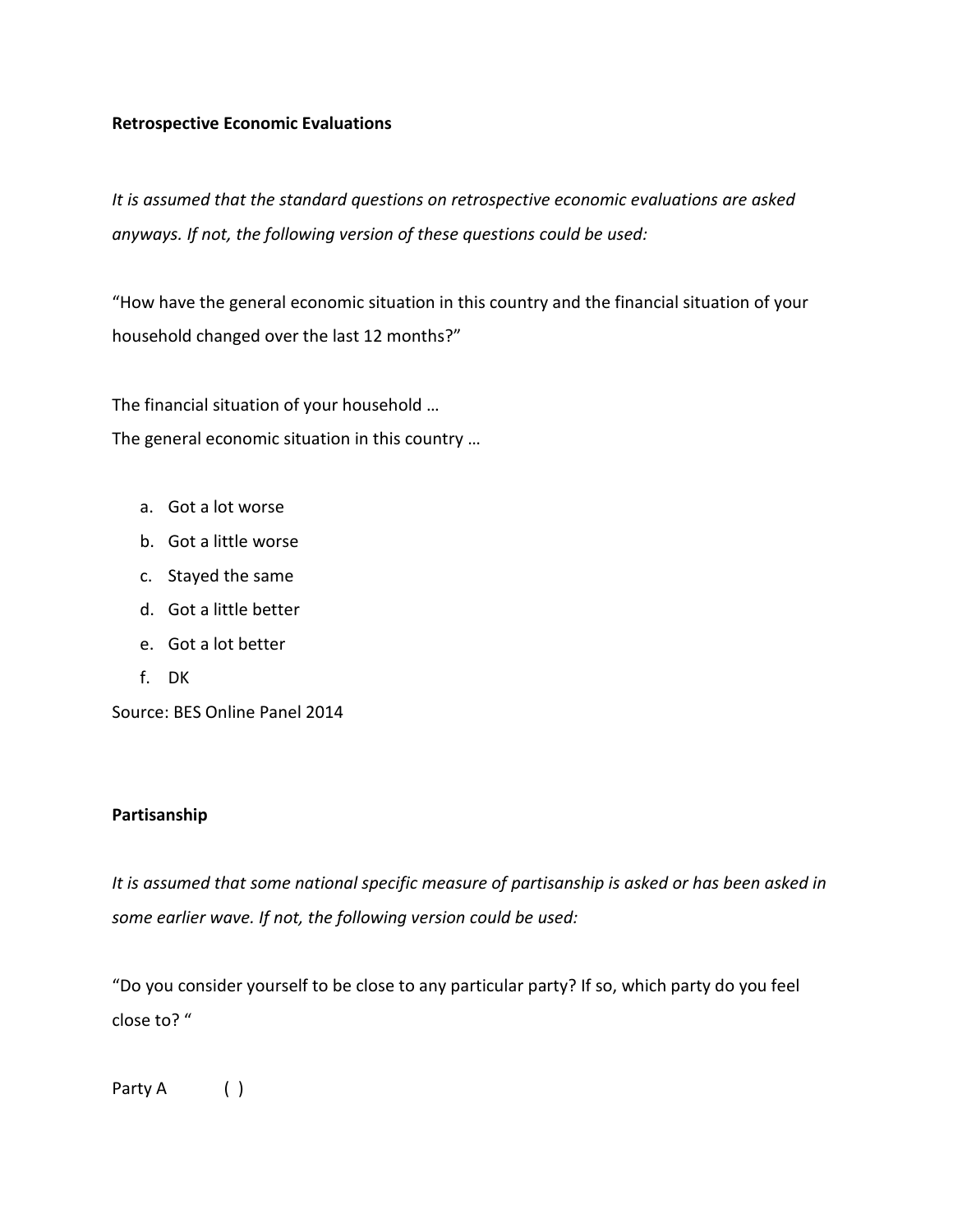**Retrospective Economic Evaluations**

*It is assumed that the standard questions on retrospective economic evaluations are asked anyways. If not, the following version of these questions could be used:*

"How have the general economic situation in this country and the financial situation of your household changed over the last 12 months?"

The financial situation of your household …
The general economic situation in this country …

a. Got a lot worse
b. Got a little worse
c. Stayed the same
d. Got a little better
e. Got a lot better
f. DK

Source: BES Online Panel 2014

**Partisanship**

*It is assumed that some national specific measure of partisanship is asked or has been asked in some earlier wave. If not, the following version could be used:*

"Do you consider yourself to be close to any particular party? If so, which party do you feel close to? "

Party A ( )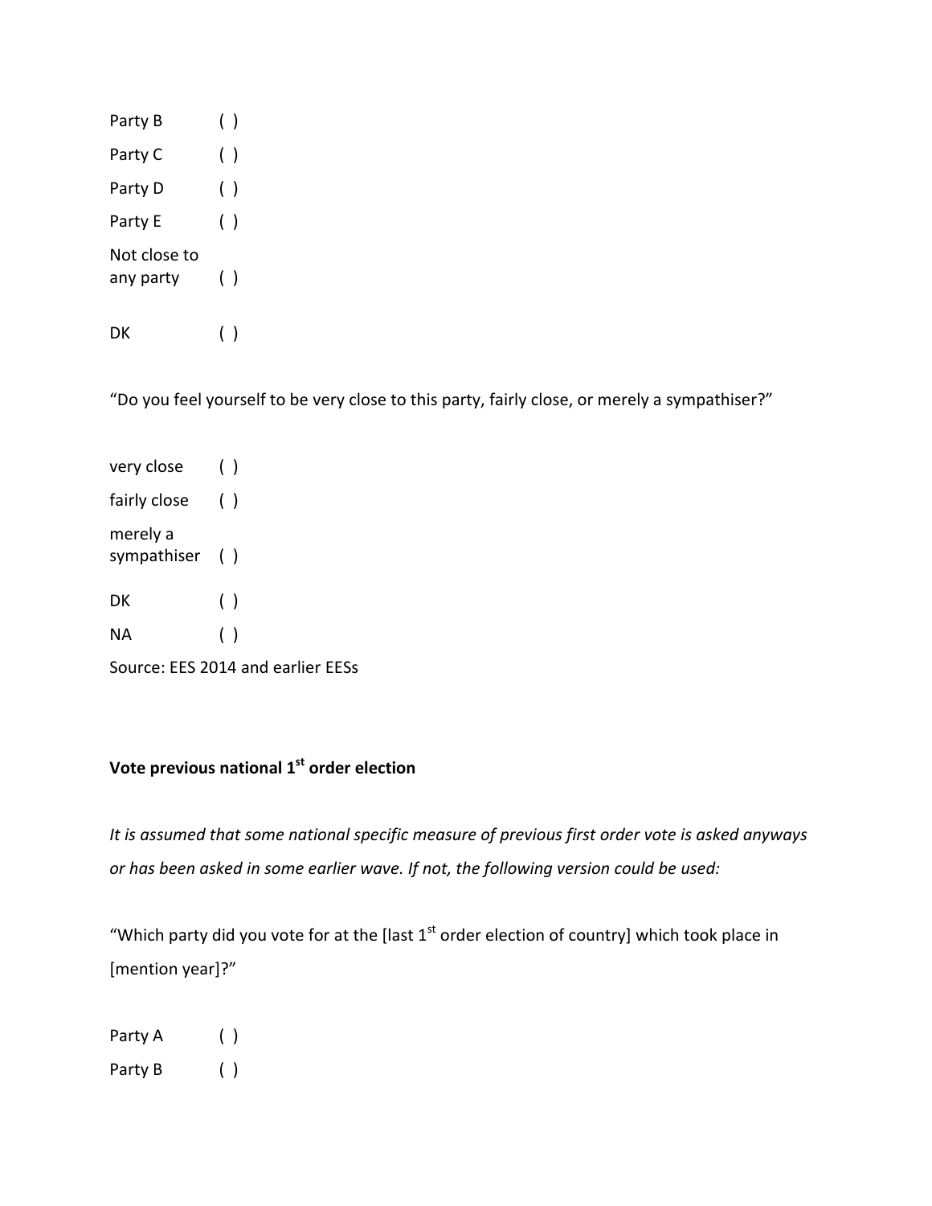Party B ( )

Party C ( )

Party D ( )

Party E ( )

Not close to any party ( )

DK ( )

"Do you feel yourself to be very close to this party, fairly close, or merely a sympathiser?"

very close ( )

fairly close ( )

merely a sympathiser ( )

DK ( )

NA ( )

Source: EES 2014 and earlier EESs

**Vote previous national 1st order election**

*It is assumed that some national specific measure of previous first order vote is asked anyways or has been asked in some earlier wave. If not, the following version could be used:*

"Which party did you vote for at the [last 1st order election of country] which took place in [mention year]?"

Party A ( )

Party B ( )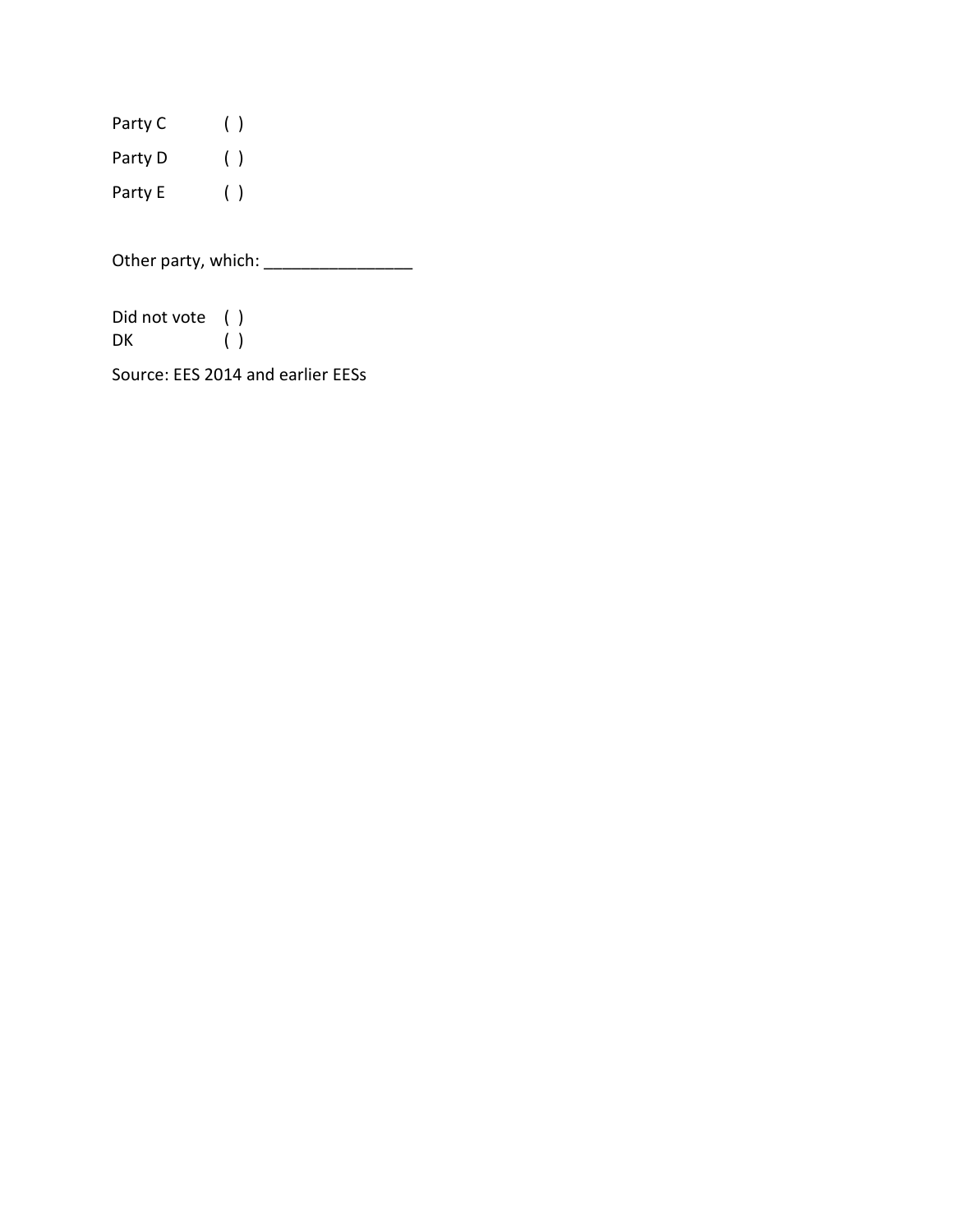Party C ( )

Party D ( )

Party E ( )

Other party, which: ________________

Did not vote ( )
DK ( )

Source: EES 2014 and earlier EESs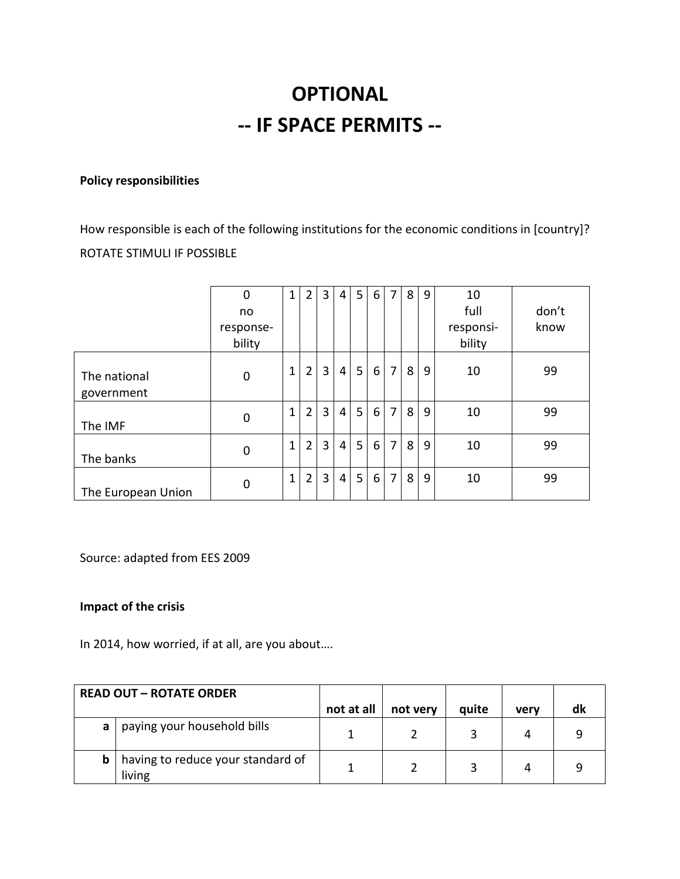# OPTIONAL
# -- IF SPACE PERMITS --

**Policy responsibilities**

How responsible is each of the following institutions for the economic conditions in [country]?
ROTATE STIMULI IF POSSIBLE

| | 0 no response-bility | 1 | 2 | 3 | 4 | 5 | 6 | 7 | 8 | 9 | 10 full responsi-bility | don't know |
|---|---|---|---|---|---|---|---|---|---|---|---|---|
| The national government | 0 | 1 | 2 | 3 | 4 | 5 | 6 | 7 | 8 | 9 | 10 | 99 |
| The IMF | 0 | 1 | 2 | 3 | 4 | 5 | 6 | 7 | 8 | 9 | 10 | 99 |
| The banks | 0 | 1 | 2 | 3 | 4 | 5 | 6 | 7 | 8 | 9 | 10 | 99 |
| The European Union | 0 | 1 | 2 | 3 | 4 | 5 | 6 | 7 | 8 | 9 | 10 | 99 |

Source: adapted from EES 2009

**Impact of the crisis**

In 2014, how worried, if at all, are you about….

| READ OUT – ROTATE ORDER | | not at all | not very | quite | very | dk |
|---|---|---|---|---|---|---|
| **a** | paying your household bills | 1 | 2 | 3 | 4 | 9 |
| **b** | having to reduce your standard of living | 1 | 2 | 3 | 4 | 9 |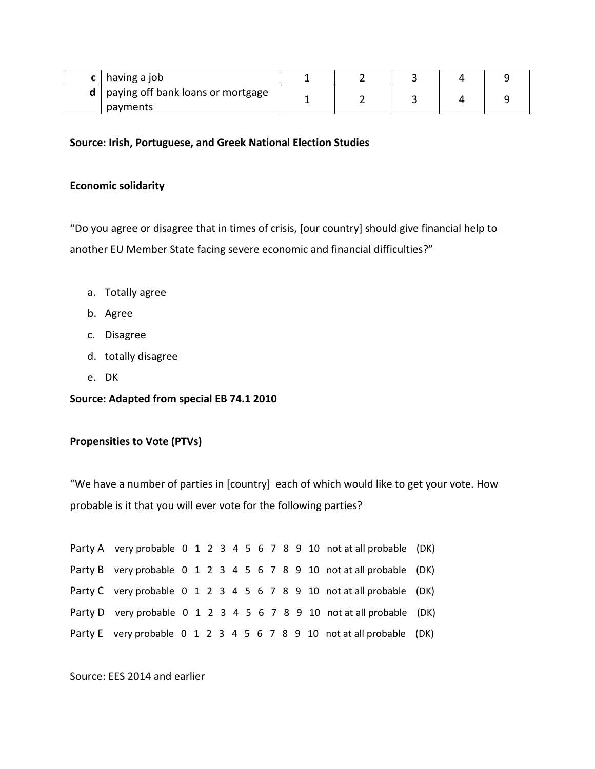| | | | | | | |
|---|---|---|---|---|---|---|
| **c** | having a job | 1 | 2 | 3 | 4 | 9 |
| **d** | paying off bank loans or mortgage payments | 1 | 2 | 3 | 4 | 9 |

**Source: Irish, Portuguese, and Greek National Election Studies**

**Economic solidarity**

"Do you agree or disagree that in times of crisis, [our country] should give financial help to another EU Member State facing severe economic and financial difficulties?"

a. Totally agree
b. Agree
c. Disagree
d. totally disagree
e. DK

**Source: Adapted from special EB 74.1 2010**

**Propensities to Vote (PTVs)**

"We have a number of parties in [country] each of which would like to get your vote. How probable is it that you will ever vote for the following parties?

Party A very probable 0 1 2 3 4 5 6 7 8 9 10 not at all probable (DK)

Party B very probable 0 1 2 3 4 5 6 7 8 9 10 not at all probable (DK)

Party C very probable 0 1 2 3 4 5 6 7 8 9 10 not at all probable (DK)

Party D very probable 0 1 2 3 4 5 6 7 8 9 10 not at all probable (DK)

Party E very probable 0 1 2 3 4 5 6 7 8 9 10 not at all probable (DK)

Source: EES 2014 and earlier